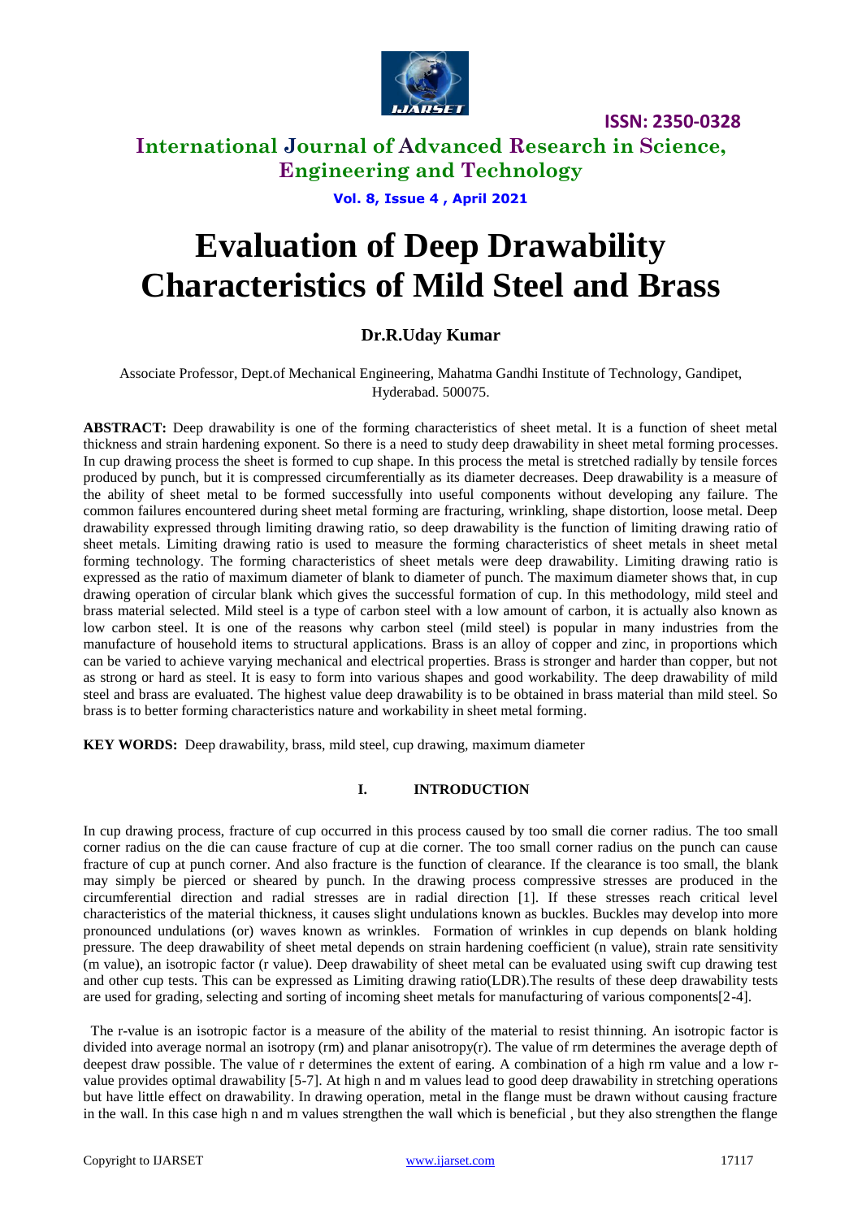# Evaluation of Deep Drawability Characteristics of Mild Steel and Brass

**Dr.R.Uday Kumar**

Associate Professor, Dept.of Mechanical Engineering, Mahatma Gandhi Institute of Technology, Gandipet, Hyderabad. 500075.

**ABSTRACT:** Deep drawability is one of the forming characteristics of sheet metal. It is a function of sheet metal thickness and strain hardening exponent. So there is a need to study deep drawability in sheet metal forming processes. In cup drawing process the sheet is formed to cup shape. In this process the metal is stretched radially by tensile forces produced by punch, but it is compressed circumferentially as its diameter decreases. Deep drawability is a measure of the ability of sheet metal to be formed successfully into useful components without developing any failure. The common failures encountered during sheet metal forming are fracturing, wrinkling, shape distortion, loose metal. Deep drawability expressed through limiting drawing ratio, so deep drawability is the function of limiting drawing ratio of sheet metals. Limiting drawing ratio is used to measure the forming characteristics of sheet metals in sheet metal forming technology. The forming characteristics of sheet metals were deep drawability. Limiting drawing ratio is expressed as the ratio of maximum diameter of blank to diameter of punch. The maximum diameter shows that, in cup drawing operation of circular blank which gives the successful formation of cup. In this methodology, mild steel and brass material selected. Mild steel is a type of carbon steel with a low amount of carbon, it is actually also known as low carbon steel. It is one of the reasons why carbon steel (mild steel) is popular in many industries from the manufacture of household items to structural applications. Brass is an alloy of copper and zinc, in proportions which can be varied to achieve varying mechanical and electrical properties. Brass is stronger and harder than copper, but not as strong or hard as steel. It is easy to form into various shapes and good workability. The deep drawability of mild steel and brass are evaluated. The highest value deep drawability is to be obtained in brass material than mild steel. So brass is to better forming characteristics nature and workability in sheet metal forming.

**KEY WORDS:** Deep drawability, brass, mild steel, cup drawing, maximum diameter

## I. INTRODUCTION

In cup drawing process, fracture of cup occurred in this process caused by too small die corner radius. The too small corner radius on the die can cause fracture of cup at die corner. The too small corner radius on the punch can cause fracture of cup at punch corner. And also fracture is the function of clearance. If the clearance is too small, the blank may simply be pierced or sheared by punch. In the drawing process compressive stresses are produced in the circumferential direction and radial stresses are in radial direction [1]. If these stresses reach critical level characteristics of the material thickness, it causes slight undulations known as buckles. Buckles may develop into more pronounced undulations (or) waves known as wrinkles. Formation of wrinkles in cup depends on blank holding pressure. The deep drawability of sheet metal depends on strain hardening coefficient (n value), strain rate sensitivity (m value), an isotropic factor (r value). Deep drawability of sheet metal can be evaluated using swift cup drawing test and other cup tests. This can be expressed as Limiting drawing ratio(LDR).The results of these deep drawability tests are used for grading, selecting and sorting of incoming sheet metals for manufacturing of various components[2-4].

The r-value is an isotropic factor is a measure of the ability of the material to resist thinning. An isotropic factor is divided into average normal an isotropy (rm) and planar anisotropy(r). The value of rm determines the average depth of deepest draw possible. The value of r determines the extent of earing. A combination of a high rm value and a low r-value provides optimal drawability [5-7]. At high n and m values lead to good deep drawability in stretching operations but have little effect on drawability. In drawing operation, metal in the flange must be drawn without causing fracture in the wall. In this case high n and m values strengthen the wall which is beneficial , but they also strengthen the flange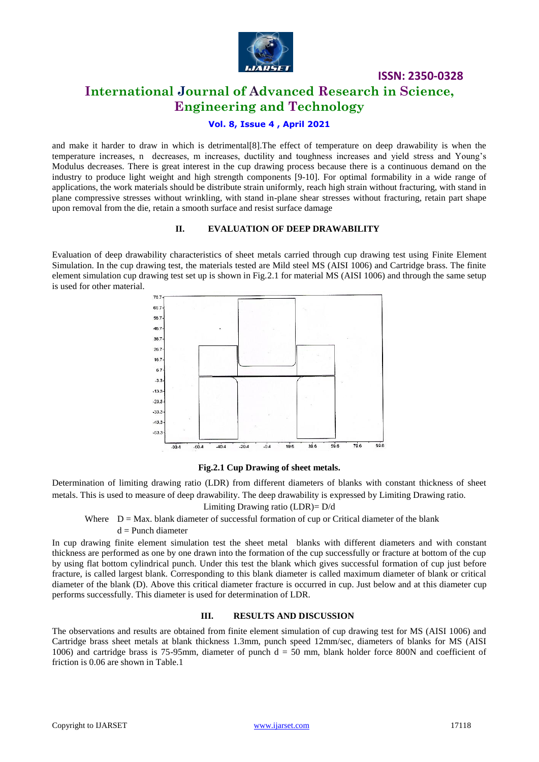and make it harder to draw in which is detrimental[8].The effect of temperature on deep drawability is when the temperature increases, n decreases, m increases, ductility and toughness increases and yield stress and Young's Modulus decreases. There is great interest in the cup drawing process because there is a continuous demand on the industry to produce light weight and high strength components [9-10]. For optimal formability in a wide range of applications, the work materials should be distribute strain uniformly, reach high strain without fracturing, with stand in plane compressive stresses without wrinkling, with stand in-plane shear stresses without fracturing, retain part shape upon removal from the die, retain a smooth surface and resist surface damage

## II. EVALUATION OF DEEP DRAWABILITY

Evaluation of deep drawability characteristics of sheet metals carried through cup drawing test using Finite Element Simulation. In the cup drawing test, the materials tested are Mild steel MS (AISI 1006) and Cartridge brass. The finite element simulation cup drawing test set up is shown in Fig.2.1 for material MS (AISI 1006) and through the same setup is used for other material.

**Fig.2.1 Cup Drawing of sheet metals.**

Determination of limiting drawing ratio (LDR) from different diameters of blanks with constant thickness of sheet metals. This is used to measure of deep drawability. The deep drawability is expressed by Limiting Drawing ratio.

Limiting Drawing ratio (LDR)= D/d

Where D = Max. blank diameter of successful formation of cup or Critical diameter of the blank

d = Punch diameter

In cup drawing finite element simulation test the sheet metal blanks with different diameters and with constant thickness are performed as one by one drawn into the formation of the cup successfully or fracture at bottom of the cup by using flat bottom cylindrical punch. Under this test the blank which gives successful formation of cup just before fracture, is called largest blank. Corresponding to this blank diameter is called maximum diameter of blank or critical diameter of the blank (D). Above this critical diameter fracture is occurred in cup. Just below and at this diameter cup performs successfully. This diameter is used for determination of LDR.

## III. RESULTS AND DISCUSSION

The observations and results are obtained from finite element simulation of cup drawing test for MS (AISI 1006) and Cartridge brass sheet metals at blank thickness 1.3mm, punch speed 12mm/sec, diameters of blanks for MS (AISI 1006) and cartridge brass is 75-95mm, diameter of punch d = 50 mm, blank holder force 800N and coefficient of friction is 0.06 are shown in Table.1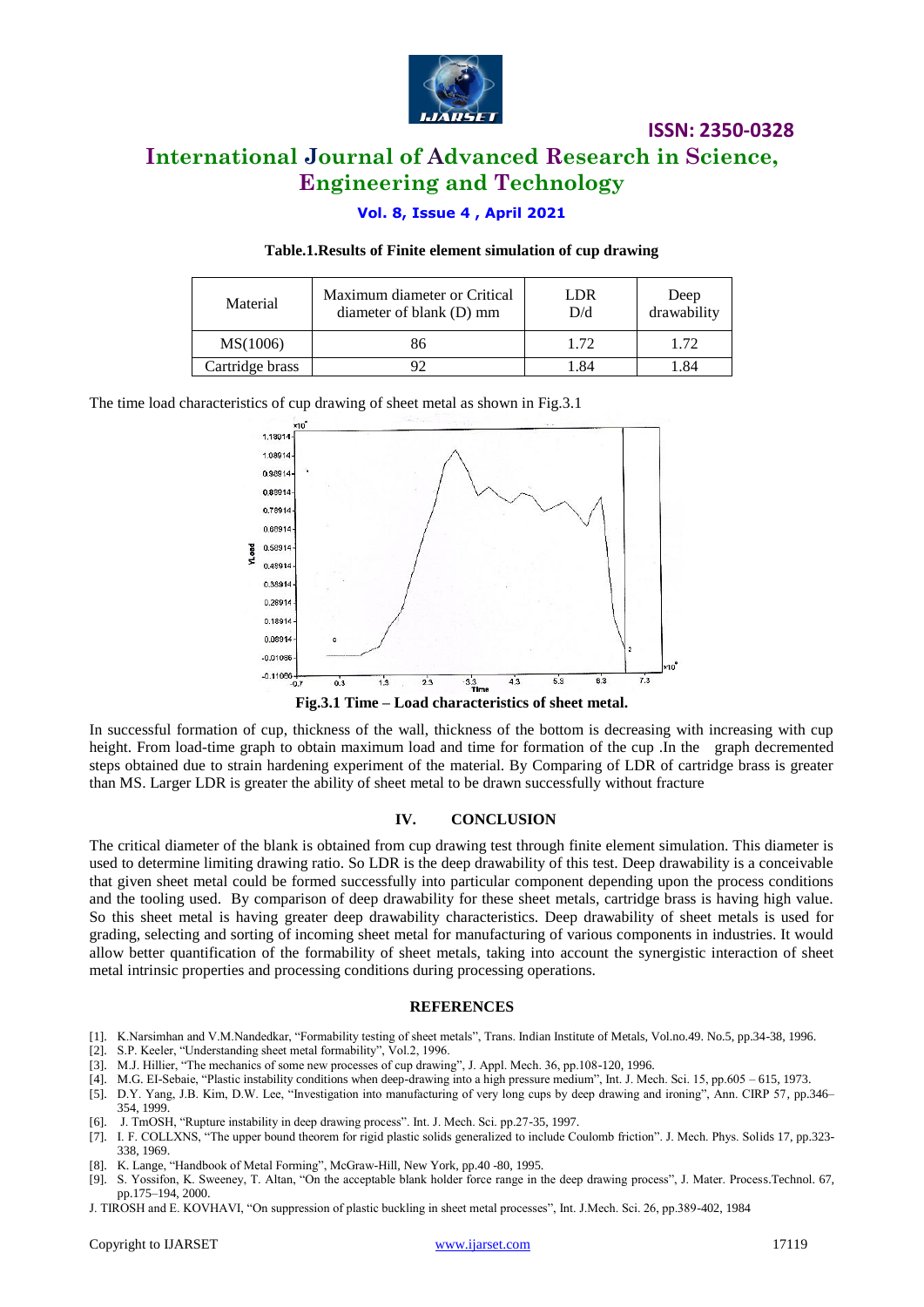**Table.1.Results of Finite element simulation of cup drawing**

| Material | Maximum diameter or Critical diameter of blank (D) mm | LDR D/d | Deep drawability |
|---|---|---|---|
| MS(1006) | 86 | 1.72 | 1.72 |
| Cartridge brass | 92 | 1.84 | 1.84 |

The time load characteristics of cup drawing of sheet metal as shown in Fig.3.1

x10^4
1.18914
1.08914
0.98914
0.88914
0.78914
0.68914
0.58914
0.48914
0.38914
0.28914
0.18914
0.08914
-0.01086
-0.11086
YLoad
-0.7
0.3
1.3
2.3
3.3
4.3
5.3
6.3
7.3
Time
x10^0

**Fig.3.1 Time – Load characteristics of sheet metal.**

In successful formation of cup, thickness of the wall, thickness of the bottom is decreasing with increasing with cup height. From load-time graph to obtain maximum load and time for formation of the cup .In the graph decremented steps obtained due to strain hardening experiment of the material. By Comparing of LDR of cartridge brass is greater than MS. Larger LDR is greater the ability of sheet metal to be drawn successfully without fracture

## IV. CONCLUSION

The critical diameter of the blank is obtained from cup drawing test through finite element simulation. This diameter is used to determine limiting drawing ratio. So LDR is the deep drawability of this test. Deep drawability is a conceivable that given sheet metal could be formed successfully into particular component depending upon the process conditions and the tooling used. By comparison of deep drawability for these sheet metals, cartridge brass is having high value. So this sheet metal is having greater deep drawability characteristics. Deep drawability of sheet metals is used for grading, selecting and sorting of incoming sheet metal for manufacturing of various components in industries. It would allow better quantification of the formability of sheet metals, taking into account the synergistic interaction of sheet metal intrinsic properties and processing conditions during processing operations.

## REFERENCES

[1]. K.Narsimhan and V.M.Nandedkar, "Formability testing of sheet metals", Trans. Indian Institute of Metals, Vol.no.49. No.5, pp.34-38, 1996.

[2]. S.P. Keeler, "Understanding sheet metal formability", Vol.2, 1996.

[3]. M.J. Hillier, "The mechanics of some new processes of cup drawing", J. Appl. Mech. 36, pp.108-120, 1996.

[4]. M.G. EI-Sebaie, "Plastic instability conditions when deep-drawing into a high pressure medium", Int. J. Mech. Sci. 15, pp.605 – 615, 1973.

[5]. D.Y. Yang, J.B. Kim, D.W. Lee, "Investigation into manufacturing of very long cups by deep drawing and ironing", Ann. CIRP 57, pp.346–354, 1999.

[6]. J. TmOSH, "Rupture instability in deep drawing process". Int. J. Mech. Sci. pp.27-35, 1997.

[7]. I. F. COLLXNS, "The upper bound theorem for rigid plastic solids generalized to include Coulomb friction". J. Mech. Phys. Solids 17, pp.323-338, 1969.

[8]. K. Lange, "Handbook of Metal Forming", McGraw-Hill, New York, pp.40 -80, 1995.

[9]. S. Yossifon, K. Sweeney, T. Altan, "On the acceptable blank holder force range in the deep drawing process", J. Mater. Process.Technol. 67, pp.175–194, 2000.

J. TIROSH and E. KOVHAVI, "On suppression of plastic buckling in sheet metal processes", Int. J.Mech. Sci. 26, pp.389-402, 1984